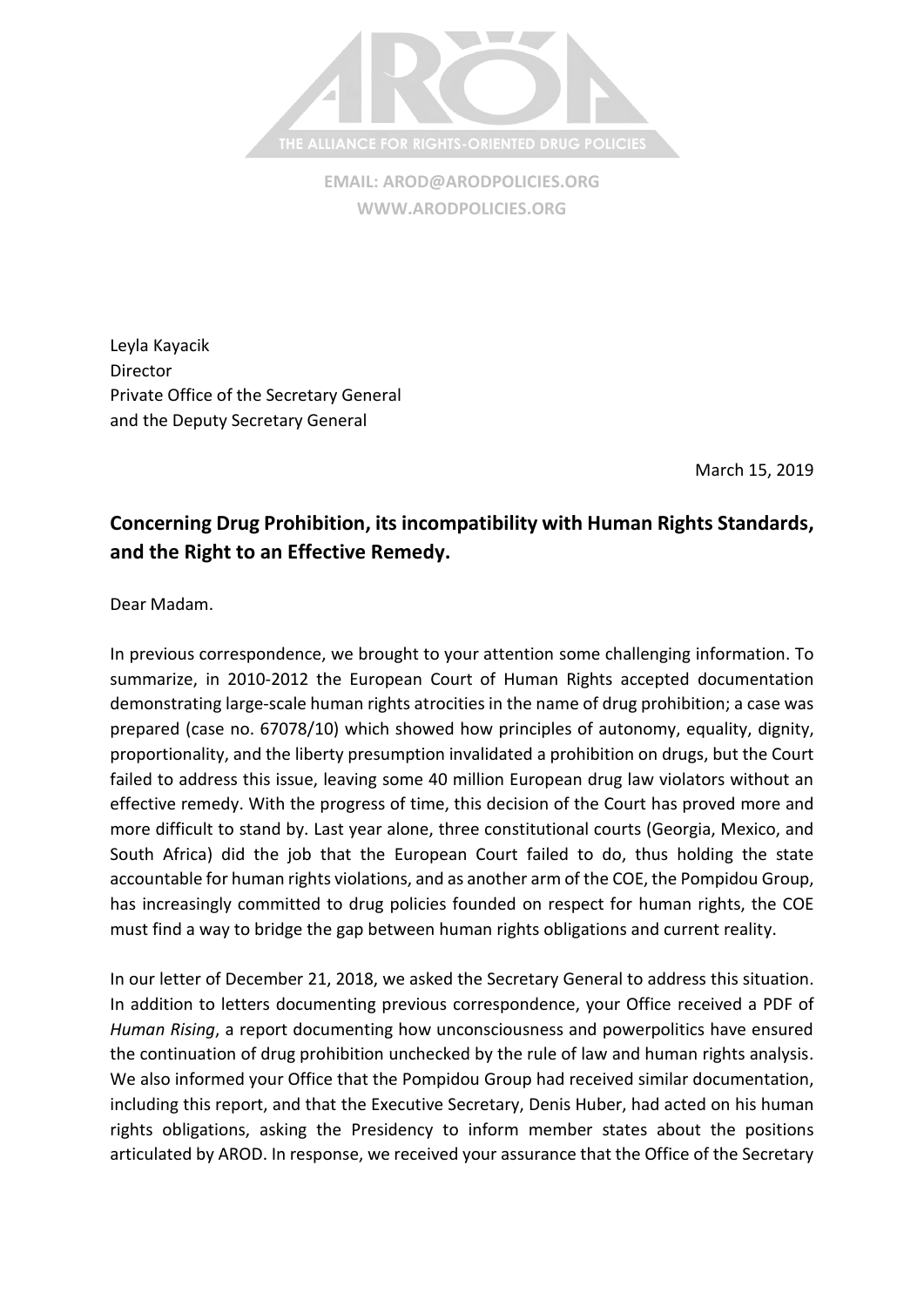THE ALLIANCE FOR RIGHTS-ORIENTED DRUG POLICIES

EMAIL: AROD@ARODPOLICIES.ORG
WWW.ARODPOLICIES.ORG

Leyla Kayacik
Director
Private Office of the Secretary General
and the Deputy Secretary General

March 15, 2019

## Concerning Drug Prohibition, its incompatibility with Human Rights Standards, and the Right to an Effective Remedy.

Dear Madam.

In previous correspondence, we brought to your attention some challenging information. To summarize, in 2010-2012 the European Court of Human Rights accepted documentation demonstrating large-scale human rights atrocities in the name of drug prohibition; a case was prepared (case no. 67078/10) which showed how principles of autonomy, equality, dignity, proportionality, and the liberty presumption invalidated a prohibition on drugs, but the Court failed to address this issue, leaving some 40 million European drug law violators without an effective remedy. With the progress of time, this decision of the Court has proved more and more difficult to stand by. Last year alone, three constitutional courts (Georgia, Mexico, and South Africa) did the job that the European Court failed to do, thus holding the state accountable for human rights violations, and as another arm of the COE, the Pompidou Group, has increasingly committed to drug policies founded on respect for human rights, the COE must find a way to bridge the gap between human rights obligations and current reality.

In our letter of December 21, 2018, we asked the Secretary General to address this situation. In addition to letters documenting previous correspondence, your Office received a PDF of *Human Rising*, a report documenting how unconsciousness and powerpolitics have ensured the continuation of drug prohibition unchecked by the rule of law and human rights analysis. We also informed your Office that the Pompidou Group had received similar documentation, including this report, and that the Executive Secretary, Denis Huber, had acted on his human rights obligations, asking the Presidency to inform member states about the positions articulated by AROD. In response, we received your assurance that the Office of the Secretary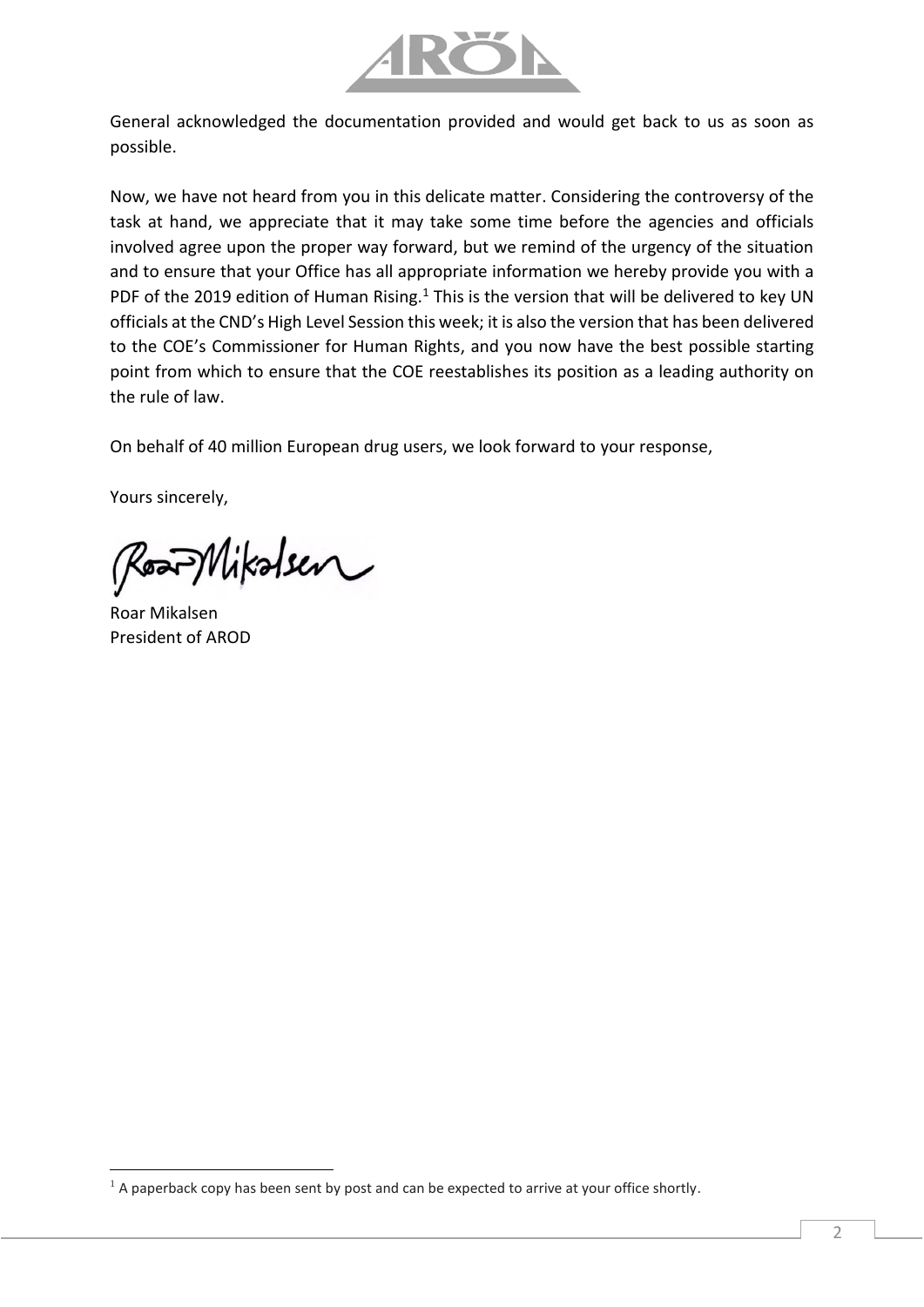General acknowledged the documentation provided and would get back to us as soon as possible.

Now, we have not heard from you in this delicate matter. Considering the controversy of the task at hand, we appreciate that it may take some time before the agencies and officials involved agree upon the proper way forward, but we remind of the urgency of the situation and to ensure that your Office has all appropriate information we hereby provide you with a PDF of the 2019 edition of Human Rising.[1] This is the version that will be delivered to key UN officials at the CND's High Level Session this week; it is also the version that has been delivered to the COE's Commissioner for Human Rights, and you now have the best possible starting point from which to ensure that the COE reestablishes its position as a leading authority on the rule of law.

On behalf of 40 million European drug users, we look forward to your response,

Yours sincerely,

Roar Mikalsen
President of AROD

[1] A paperback copy has been sent by post and can be expected to arrive at your office shortly.